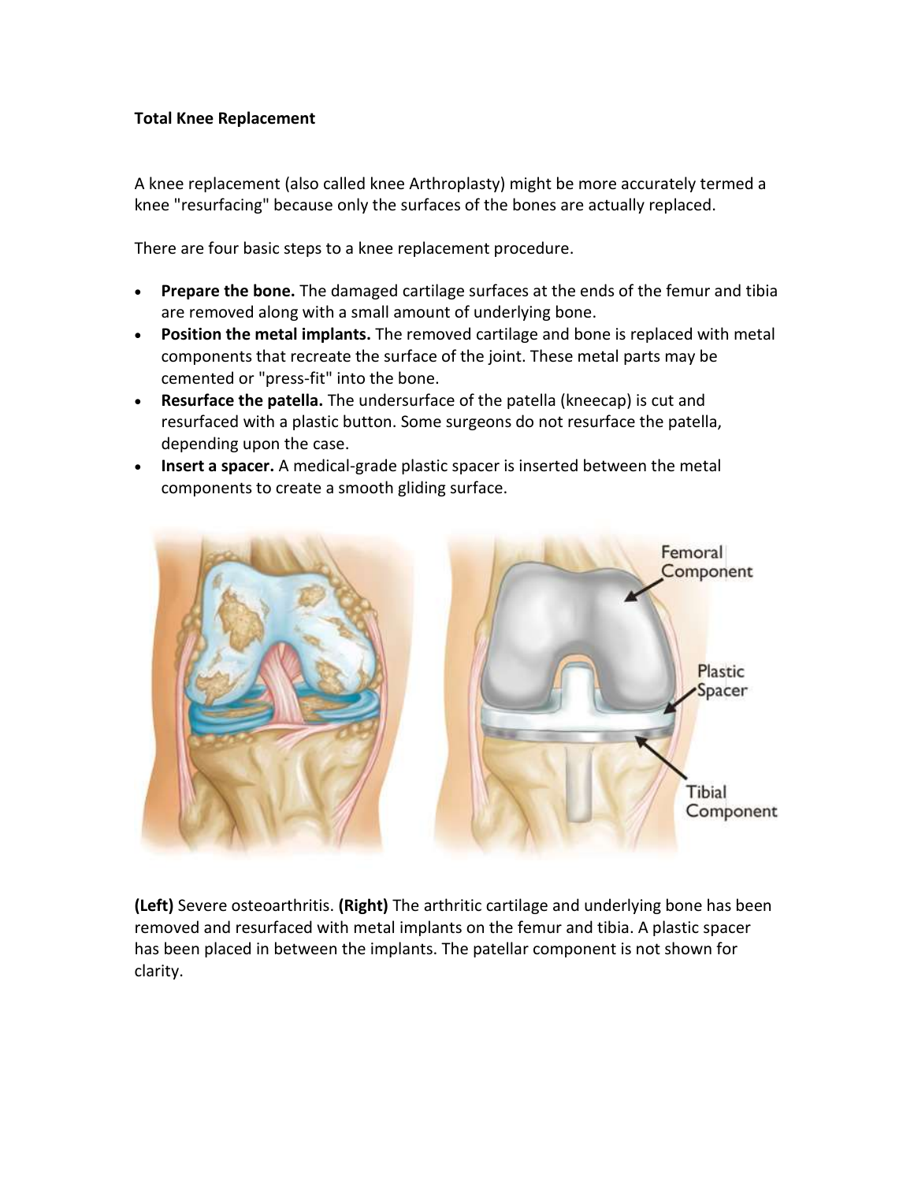**Total Knee Replacement**

A knee replacement (also called knee Arthroplasty) might be more accurately termed a knee "resurfacing" because only the surfaces of the bones are actually replaced.

There are four basic steps to a knee replacement procedure.

- **Prepare the bone.** The damaged cartilage surfaces at the ends of the femur and tibia are removed along with a small amount of underlying bone.
- **Position the metal implants.** The removed cartilage and bone is replaced with metal components that recreate the surface of the joint. These metal parts may be cemented or "press-fit" into the bone.
- **Resurface the patella.** The undersurface of the patella (kneecap) is cut and resurfaced with a plastic button. Some surgeons do not resurface the patella, depending upon the case.
- **Insert a spacer.** A medical-grade plastic spacer is inserted between the metal components to create a smooth gliding surface.

**(Left)** Severe osteoarthritis. **(Right)** The arthritic cartilage and underlying bone has been removed and resurfaced with metal implants on the femur and tibia. A plastic spacer has been placed in between the implants. The patellar component is not shown for clarity.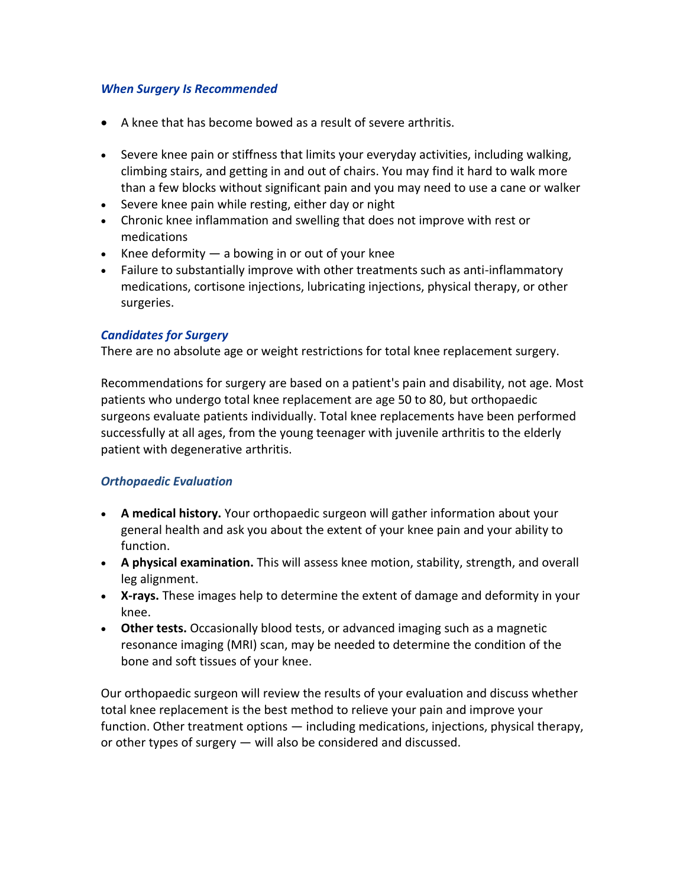### *When Surgery Is Recommended*

- A knee that has become bowed as a result of severe arthritis.
- Severe knee pain or stiffness that limits your everyday activities, including walking, climbing stairs, and getting in and out of chairs. You may find it hard to walk more than a few blocks without significant pain and you may need to use a cane or walker
- Severe knee pain while resting, either day or night
- Chronic knee inflammation and swelling that does not improve with rest or medications
- Knee deformity — a bowing in or out of your knee
- Failure to substantially improve with other treatments such as anti-inflammatory medications, cortisone injections, lubricating injections, physical therapy, or other surgeries.

### *Candidates for Surgery*

There are no absolute age or weight restrictions for total knee replacement surgery.

Recommendations for surgery are based on a patient's pain and disability, not age. Most patients who undergo total knee replacement are age 50 to 80, but orthopaedic surgeons evaluate patients individually. Total knee replacements have been performed successfully at all ages, from the young teenager with juvenile arthritis to the elderly patient with degenerative arthritis.

### *Orthopaedic Evaluation*

- **A medical history.** Your orthopaedic surgeon will gather information about your general health and ask you about the extent of your knee pain and your ability to function.
- **A physical examination.** This will assess knee motion, stability, strength, and overall leg alignment.
- **X-rays.** These images help to determine the extent of damage and deformity in your knee.
- **Other tests.** Occasionally blood tests, or advanced imaging such as a magnetic resonance imaging (MRI) scan, may be needed to determine the condition of the bone and soft tissues of your knee.

Our orthopaedic surgeon will review the results of your evaluation and discuss whether total knee replacement is the best method to relieve your pain and improve your function. Other treatment options — including medications, injections, physical therapy, or other types of surgery — will also be considered and discussed.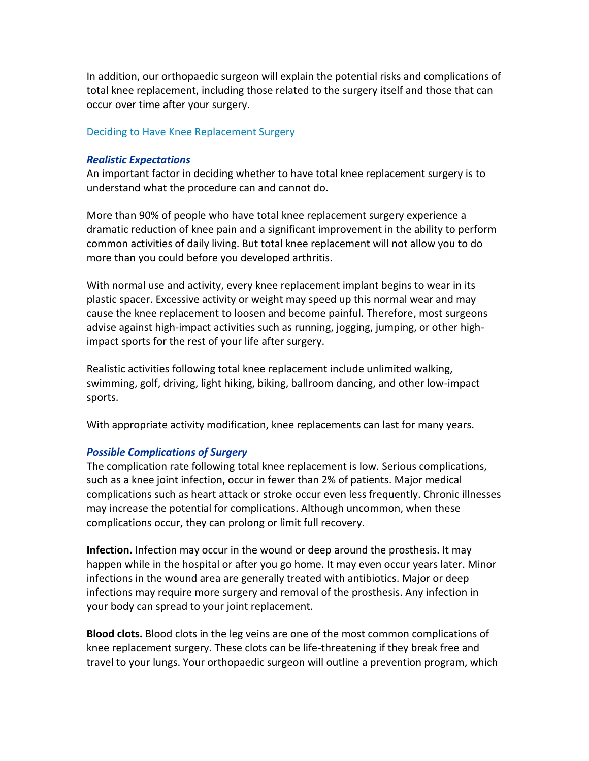In addition, our orthopaedic surgeon will explain the potential risks and complications of total knee replacement, including those related to the surgery itself and those that can occur over time after your surgery.

## Deciding to Have Knee Replacement Surgery

### *Realistic Expectations*

An important factor in deciding whether to have total knee replacement surgery is to understand what the procedure can and cannot do.

More than 90% of people who have total knee replacement surgery experience a dramatic reduction of knee pain and a significant improvement in the ability to perform common activities of daily living. But total knee replacement will not allow you to do more than you could before you developed arthritis.

With normal use and activity, every knee replacement implant begins to wear in its plastic spacer. Excessive activity or weight may speed up this normal wear and may cause the knee replacement to loosen and become painful. Therefore, most surgeons advise against high-impact activities such as running, jogging, jumping, or other high-impact sports for the rest of your life after surgery.

Realistic activities following total knee replacement include unlimited walking, swimming, golf, driving, light hiking, biking, ballroom dancing, and other low-impact sports.

With appropriate activity modification, knee replacements can last for many years.

### *Possible Complications of Surgery*

The complication rate following total knee replacement is low. Serious complications, such as a knee joint infection, occur in fewer than 2% of patients. Major medical complications such as heart attack or stroke occur even less frequently. Chronic illnesses may increase the potential for complications. Although uncommon, when these complications occur, they can prolong or limit full recovery.

**Infection.** Infection may occur in the wound or deep around the prosthesis. It may happen while in the hospital or after you go home. It may even occur years later. Minor infections in the wound area are generally treated with antibiotics. Major or deep infections may require more surgery and removal of the prosthesis. Any infection in your body can spread to your joint replacement.

**Blood clots.** Blood clots in the leg veins are one of the most common complications of knee replacement surgery. These clots can be life-threatening if they break free and travel to your lungs. Your orthopaedic surgeon will outline a prevention program, which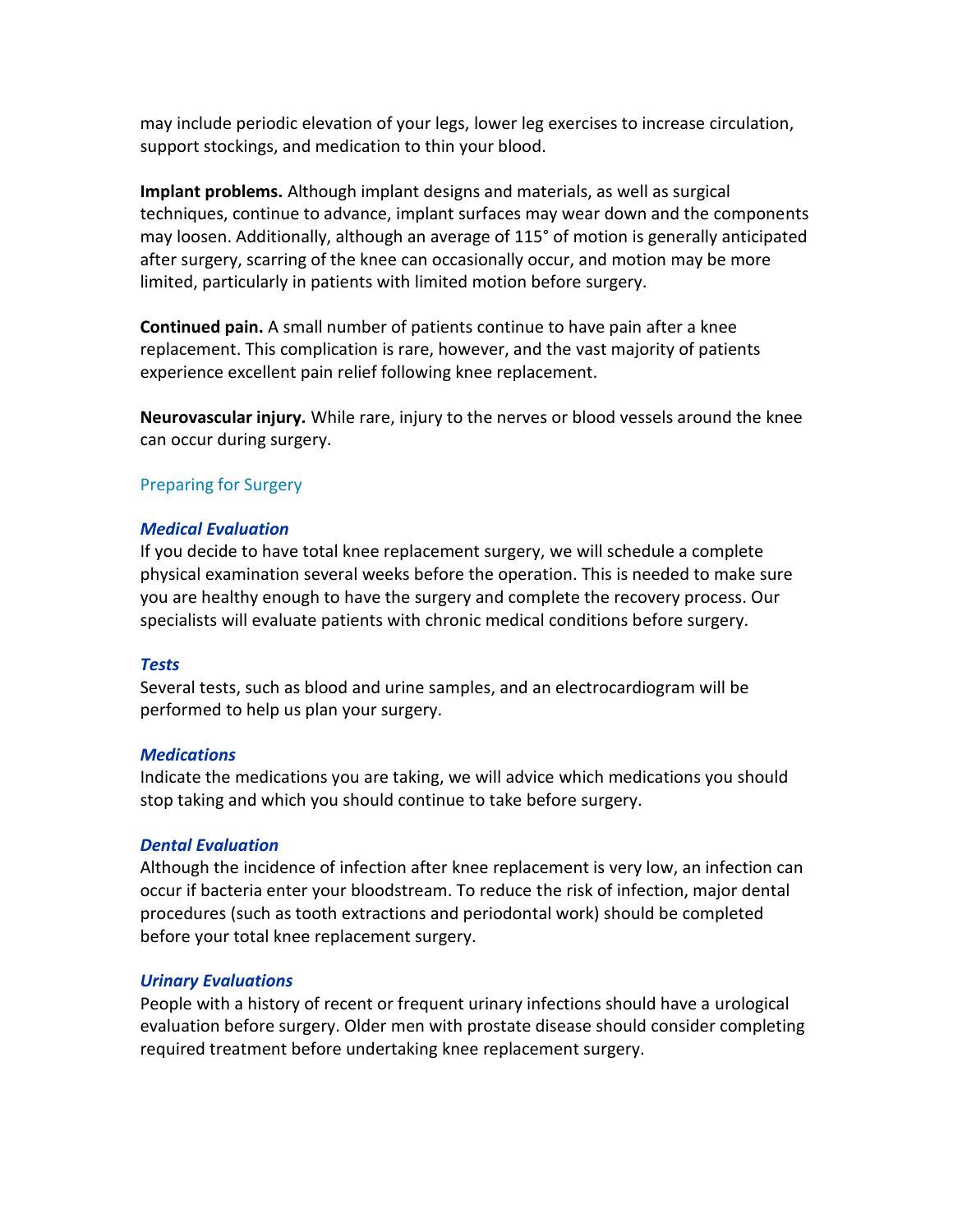may include periodic elevation of your legs, lower leg exercises to increase circulation, support stockings, and medication to thin your blood.

**Implant problems.** Although implant designs and materials, as well as surgical techniques, continue to advance, implant surfaces may wear down and the components may loosen. Additionally, although an average of 115° of motion is generally anticipated after surgery, scarring of the knee can occasionally occur, and motion may be more limited, particularly in patients with limited motion before surgery.

**Continued pain.** A small number of patients continue to have pain after a knee replacement. This complication is rare, however, and the vast majority of patients experience excellent pain relief following knee replacement.

**Neurovascular injury.** While rare, injury to the nerves or blood vessels around the knee can occur during surgery.

## Preparing for Surgery

### *Medical Evaluation*

If you decide to have total knee replacement surgery, we will schedule a complete physical examination several weeks before the operation. This is needed to make sure you are healthy enough to have the surgery and complete the recovery process. Our specialists will evaluate patients with chronic medical conditions before surgery.

### *Tests*

Several tests, such as blood and urine samples, and an electrocardiogram will be performed to help us plan your surgery.

### *Medications*

Indicate the medications you are taking, we will advice which medications you should stop taking and which you should continue to take before surgery.

### *Dental Evaluation*

Although the incidence of infection after knee replacement is very low, an infection can occur if bacteria enter your bloodstream. To reduce the risk of infection, major dental procedures (such as tooth extractions and periodontal work) should be completed before your total knee replacement surgery.

### *Urinary Evaluations*

People with a history of recent or frequent urinary infections should have a urological evaluation before surgery. Older men with prostate disease should consider completing required treatment before undertaking knee replacement surgery.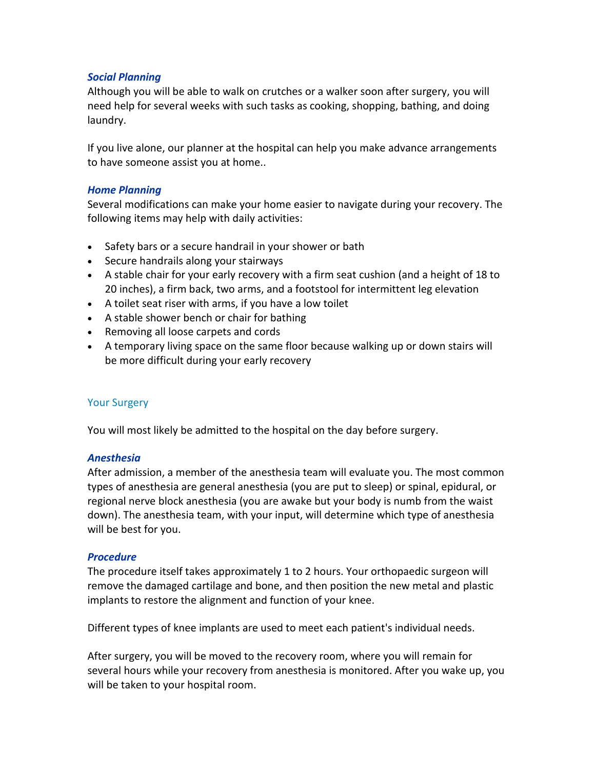### *Social Planning*

Although you will be able to walk on crutches or a walker soon after surgery, you will need help for several weeks with such tasks as cooking, shopping, bathing, and doing laundry.

If you live alone, our planner at the hospital can help you make advance arrangements to have someone assist you at home..

### *Home Planning*

Several modifications can make your home easier to navigate during your recovery. The following items may help with daily activities:

- Safety bars or a secure handrail in your shower or bath
- Secure handrails along your stairways
- A stable chair for your early recovery with a firm seat cushion (and a height of 18 to 20 inches), a firm back, two arms, and a footstool for intermittent leg elevation
- A toilet seat riser with arms, if you have a low toilet
- A stable shower bench or chair for bathing
- Removing all loose carpets and cords
- A temporary living space on the same floor because walking up or down stairs will be more difficult during your early recovery

## Your Surgery

You will most likely be admitted to the hospital on the day before surgery.

### *Anesthesia*

After admission, a member of the anesthesia team will evaluate you. The most common types of anesthesia are general anesthesia (you are put to sleep) or spinal, epidural, or regional nerve block anesthesia (you are awake but your body is numb from the waist down). The anesthesia team, with your input, will determine which type of anesthesia will be best for you.

### *Procedure*

The procedure itself takes approximately 1 to 2 hours. Your orthopaedic surgeon will remove the damaged cartilage and bone, and then position the new metal and plastic implants to restore the alignment and function of your knee.

Different types of knee implants are used to meet each patient's individual needs.

After surgery, you will be moved to the recovery room, where you will remain for several hours while your recovery from anesthesia is monitored. After you wake up, you will be taken to your hospital room.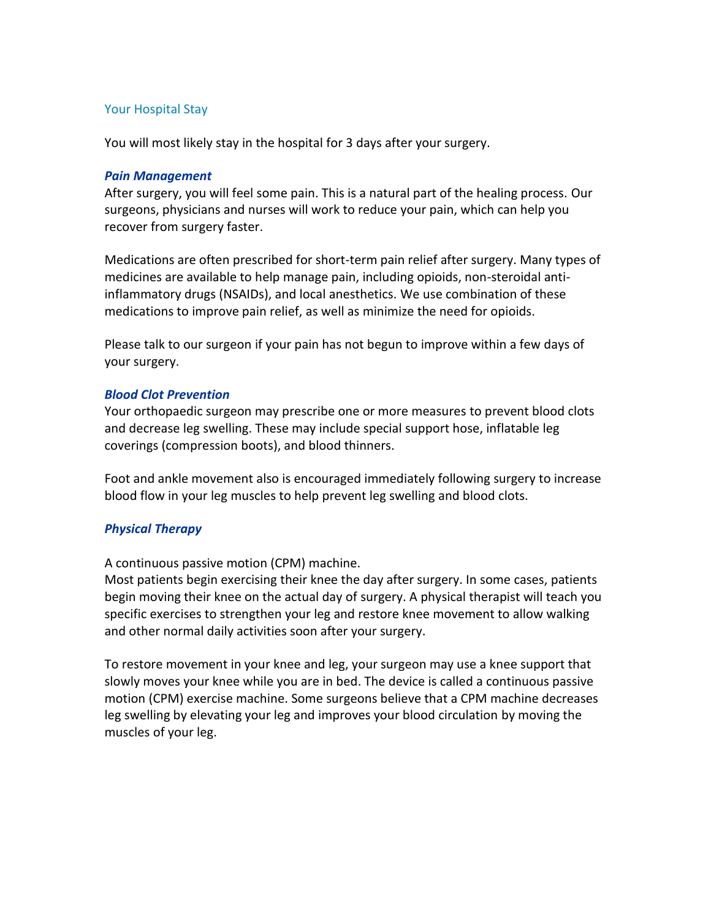## Your Hospital Stay

You will most likely stay in the hospital for 3 days after your surgery.

### *Pain Management*

After surgery, you will feel some pain. This is a natural part of the healing process. Our surgeons, physicians and nurses will work to reduce your pain, which can help you recover from surgery faster.

Medications are often prescribed for short-term pain relief after surgery. Many types of medicines are available to help manage pain, including opioids, non-steroidal anti-inflammatory drugs (NSAIDs), and local anesthetics. We use combination of these medications to improve pain relief, as well as minimize the need for opioids.

Please talk to our surgeon if your pain has not begun to improve within a few days of your surgery.

### *Blood Clot Prevention*

Your orthopaedic surgeon may prescribe one or more measures to prevent blood clots and decrease leg swelling. These may include special support hose, inflatable leg coverings (compression boots), and blood thinners.

Foot and ankle movement also is encouraged immediately following surgery to increase blood flow in your leg muscles to help prevent leg swelling and blood clots.

### *Physical Therapy*

A continuous passive motion (CPM) machine.
Most patients begin exercising their knee the day after surgery. In some cases, patients begin moving their knee on the actual day of surgery. A physical therapist will teach you specific exercises to strengthen your leg and restore knee movement to allow walking and other normal daily activities soon after your surgery.

To restore movement in your knee and leg, your surgeon may use a knee support that slowly moves your knee while you are in bed. The device is called a continuous passive motion (CPM) exercise machine. Some surgeons believe that a CPM machine decreases leg swelling by elevating your leg and improves your blood circulation by moving the muscles of your leg.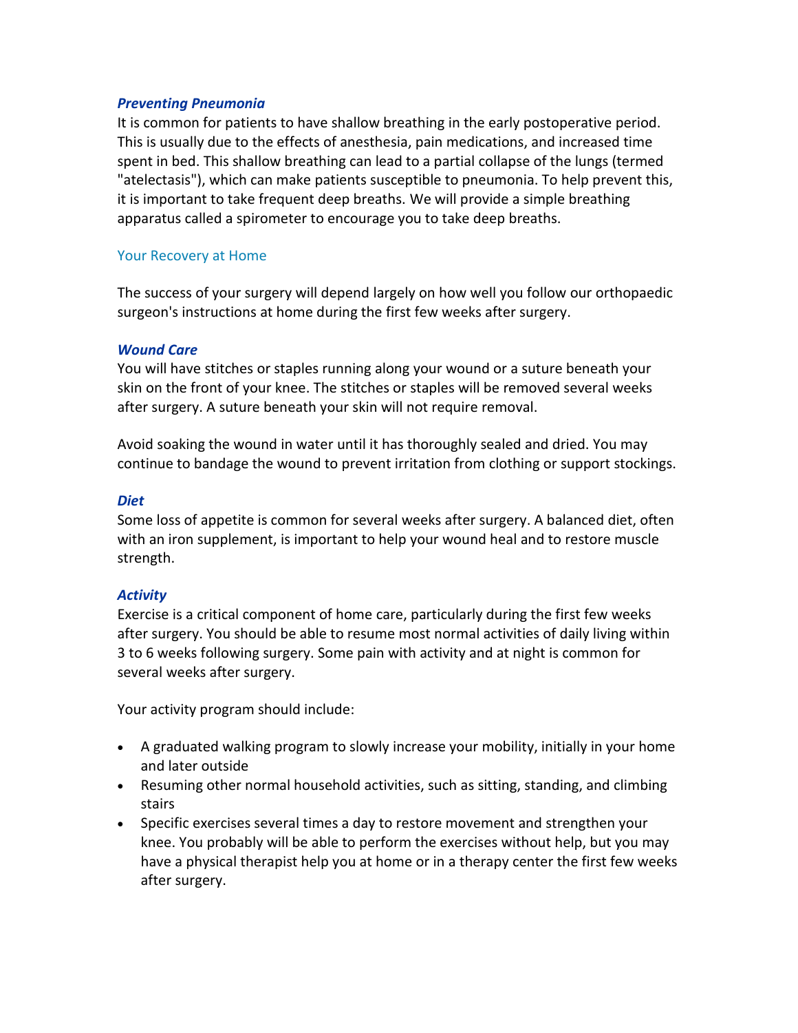### *Preventing Pneumonia*

It is common for patients to have shallow breathing in the early postoperative period. This is usually due to the effects of anesthesia, pain medications, and increased time spent in bed. This shallow breathing can lead to a partial collapse of the lungs (termed "atelectasis"), which can make patients susceptible to pneumonia. To help prevent this, it is important to take frequent deep breaths. We will provide a simple breathing apparatus called a spirometer to encourage you to take deep breaths.

## Your Recovery at Home

The success of your surgery will depend largely on how well you follow our orthopaedic surgeon's instructions at home during the first few weeks after surgery.

### *Wound Care*

You will have stitches or staples running along your wound or a suture beneath your skin on the front of your knee. The stitches or staples will be removed several weeks after surgery. A suture beneath your skin will not require removal.

Avoid soaking the wound in water until it has thoroughly sealed and dried. You may continue to bandage the wound to prevent irritation from clothing or support stockings.

### *Diet*

Some loss of appetite is common for several weeks after surgery. A balanced diet, often with an iron supplement, is important to help your wound heal and to restore muscle strength.

### *Activity*

Exercise is a critical component of home care, particularly during the first few weeks after surgery. You should be able to resume most normal activities of daily living within 3 to 6 weeks following surgery. Some pain with activity and at night is common for several weeks after surgery.

Your activity program should include:

- A graduated walking program to slowly increase your mobility, initially in your home and later outside
- Resuming other normal household activities, such as sitting, standing, and climbing stairs
- Specific exercises several times a day to restore movement and strengthen your knee. You probably will be able to perform the exercises without help, but you may have a physical therapist help you at home or in a therapy center the first few weeks after surgery.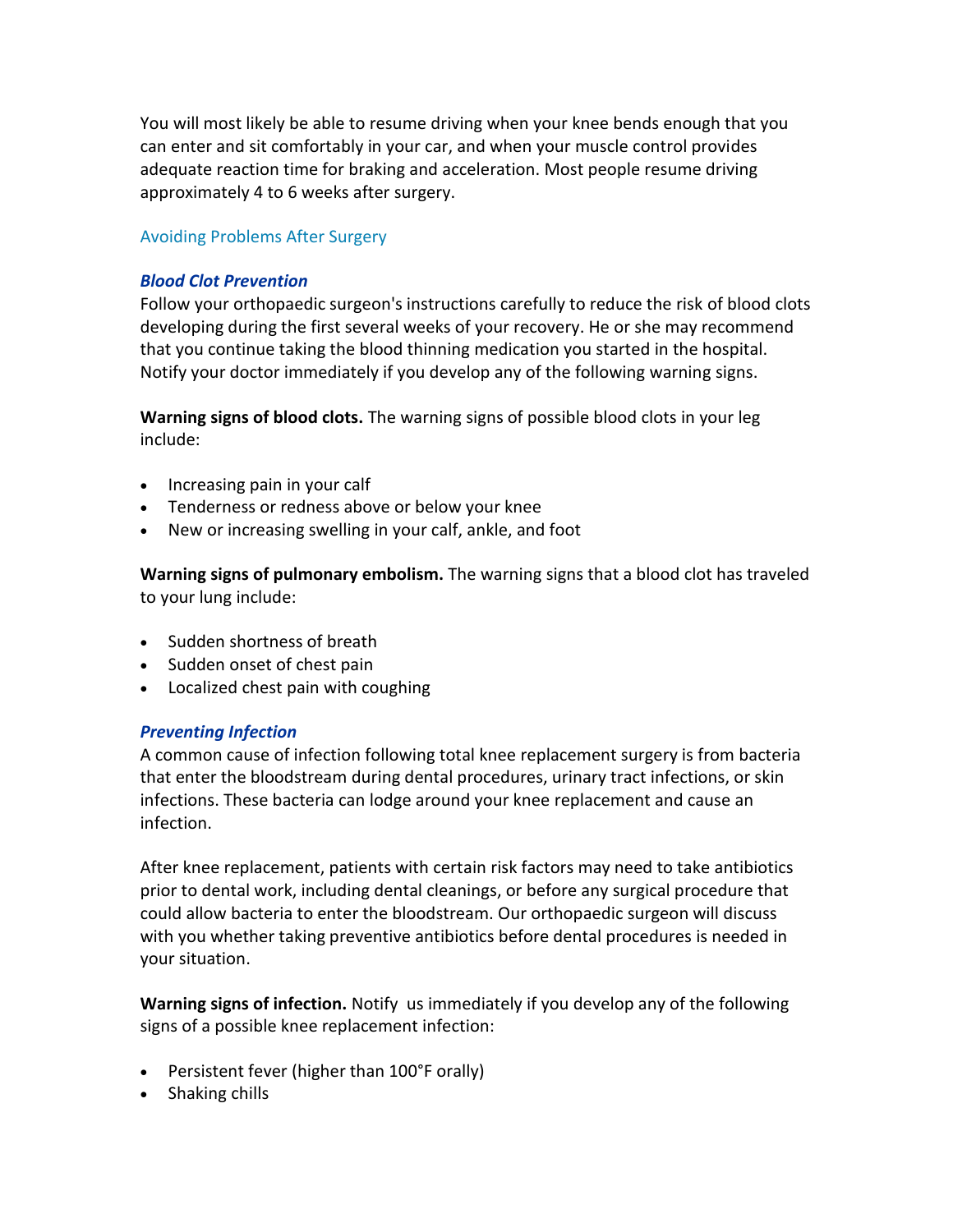You will most likely be able to resume driving when your knee bends enough that you can enter and sit comfortably in your car, and when your muscle control provides adequate reaction time for braking and acceleration. Most people resume driving approximately 4 to 6 weeks after surgery.

## Avoiding Problems After Surgery

### *Blood Clot Prevention*

Follow your orthopaedic surgeon's instructions carefully to reduce the risk of blood clots developing during the first several weeks of your recovery. He or she may recommend that you continue taking the blood thinning medication you started in the hospital. Notify your doctor immediately if you develop any of the following warning signs.

**Warning signs of blood clots.** The warning signs of possible blood clots in your leg include:

- Increasing pain in your calf
- Tenderness or redness above or below your knee
- New or increasing swelling in your calf, ankle, and foot

**Warning signs of pulmonary embolism.** The warning signs that a blood clot has traveled to your lung include:

- Sudden shortness of breath
- Sudden onset of chest pain
- Localized chest pain with coughing

### *Preventing Infection*

A common cause of infection following total knee replacement surgery is from bacteria that enter the bloodstream during dental procedures, urinary tract infections, or skin infections. These bacteria can lodge around your knee replacement and cause an infection.

After knee replacement, patients with certain risk factors may need to take antibiotics prior to dental work, including dental cleanings, or before any surgical procedure that could allow bacteria to enter the bloodstream. Our orthopaedic surgeon will discuss with you whether taking preventive antibiotics before dental procedures is needed in your situation.

**Warning signs of infection.** Notify us immediately if you develop any of the following signs of a possible knee replacement infection:

- Persistent fever (higher than 100°F orally)
- Shaking chills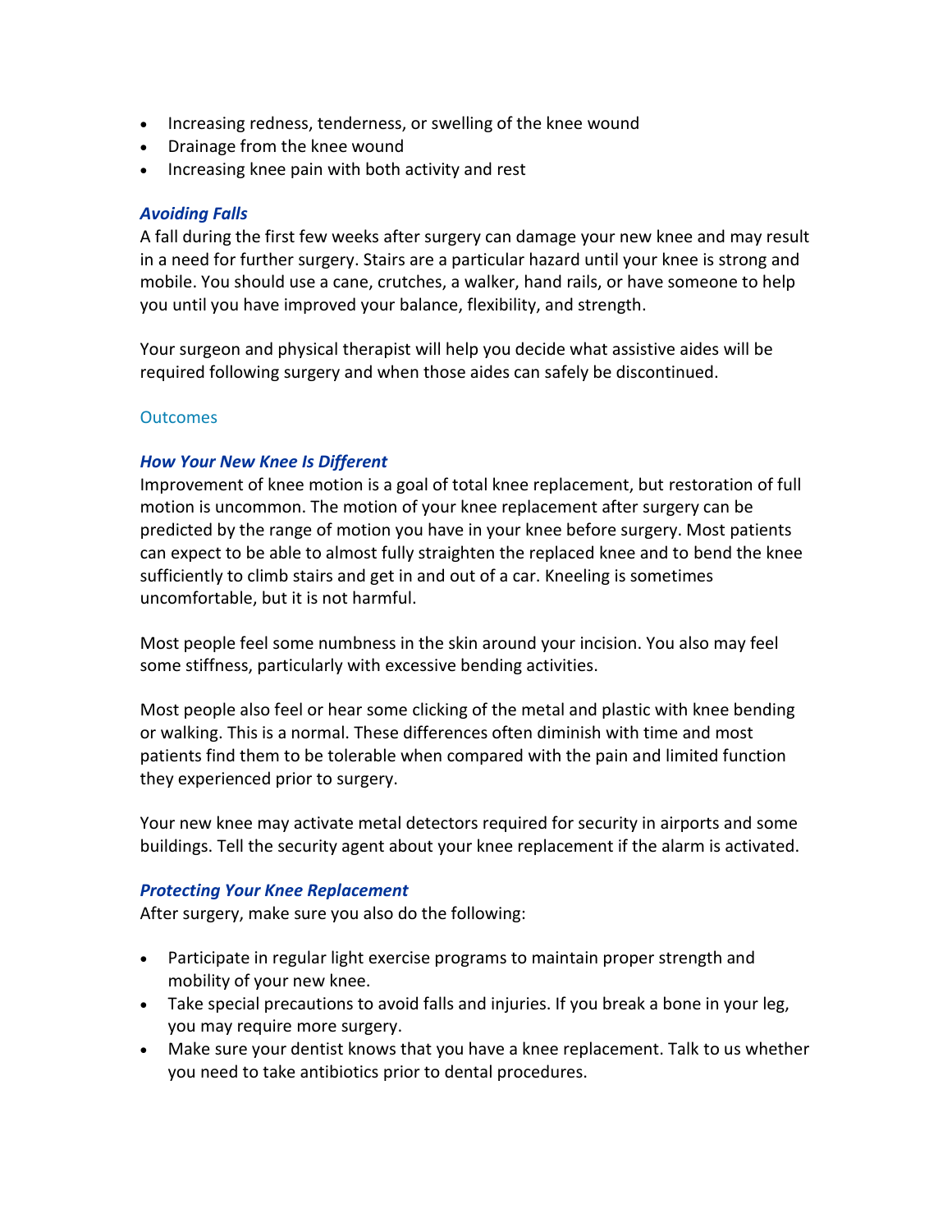- Increasing redness, tenderness, or swelling of the knee wound
- Drainage from the knee wound
- Increasing knee pain with both activity and rest

### *Avoiding Falls*

A fall during the first few weeks after surgery can damage your new knee and may result in a need for further surgery. Stairs are a particular hazard until your knee is strong and mobile. You should use a cane, crutches, a walker, hand rails, or have someone to help you until you have improved your balance, flexibility, and strength.

Your surgeon and physical therapist will help you decide what assistive aides will be required following surgery and when those aides can safely be discontinued.

## Outcomes

### *How Your New Knee Is Different*

Improvement of knee motion is a goal of total knee replacement, but restoration of full motion is uncommon. The motion of your knee replacement after surgery can be predicted by the range of motion you have in your knee before surgery. Most patients can expect to be able to almost fully straighten the replaced knee and to bend the knee sufficiently to climb stairs and get in and out of a car. Kneeling is sometimes uncomfortable, but it is not harmful.

Most people feel some numbness in the skin around your incision. You also may feel some stiffness, particularly with excessive bending activities.

Most people also feel or hear some clicking of the metal and plastic with knee bending or walking. This is a normal. These differences often diminish with time and most patients find them to be tolerable when compared with the pain and limited function they experienced prior to surgery.

Your new knee may activate metal detectors required for security in airports and some buildings. Tell the security agent about your knee replacement if the alarm is activated.

### *Protecting Your Knee Replacement*

After surgery, make sure you also do the following:

- Participate in regular light exercise programs to maintain proper strength and mobility of your new knee.
- Take special precautions to avoid falls and injuries. If you break a bone in your leg, you may require more surgery.
- Make sure your dentist knows that you have a knee replacement. Talk to us whether you need to take antibiotics prior to dental procedures.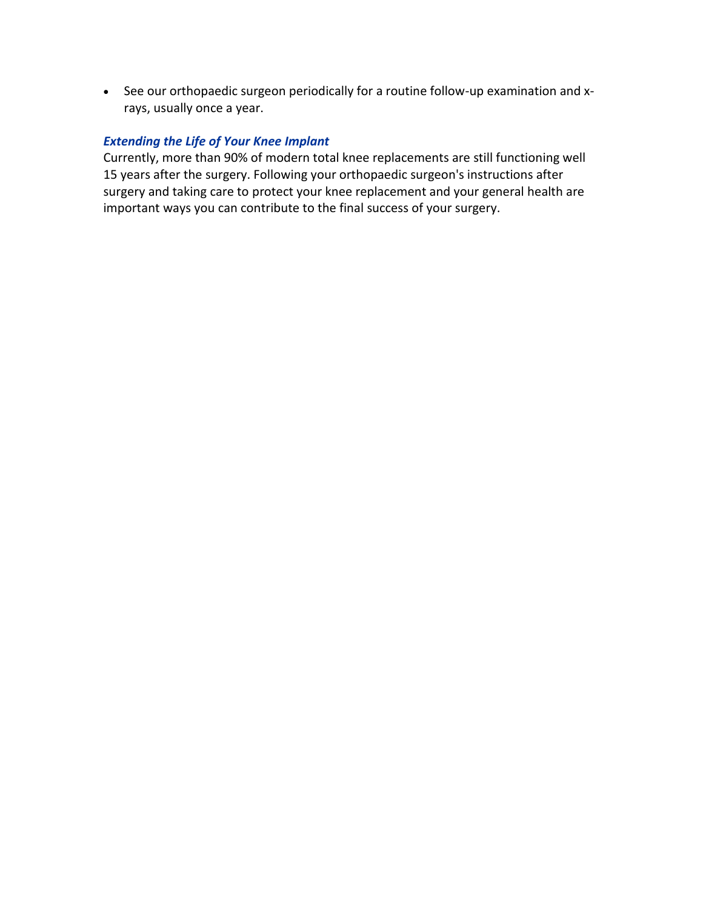- See our orthopaedic surgeon periodically for a routine follow-up examination and x-rays, usually once a year.

### *Extending the Life of Your Knee Implant*

Currently, more than 90% of modern total knee replacements are still functioning well 15 years after the surgery. Following your orthopaedic surgeon's instructions after surgery and taking care to protect your knee replacement and your general health are important ways you can contribute to the final success of your surgery.